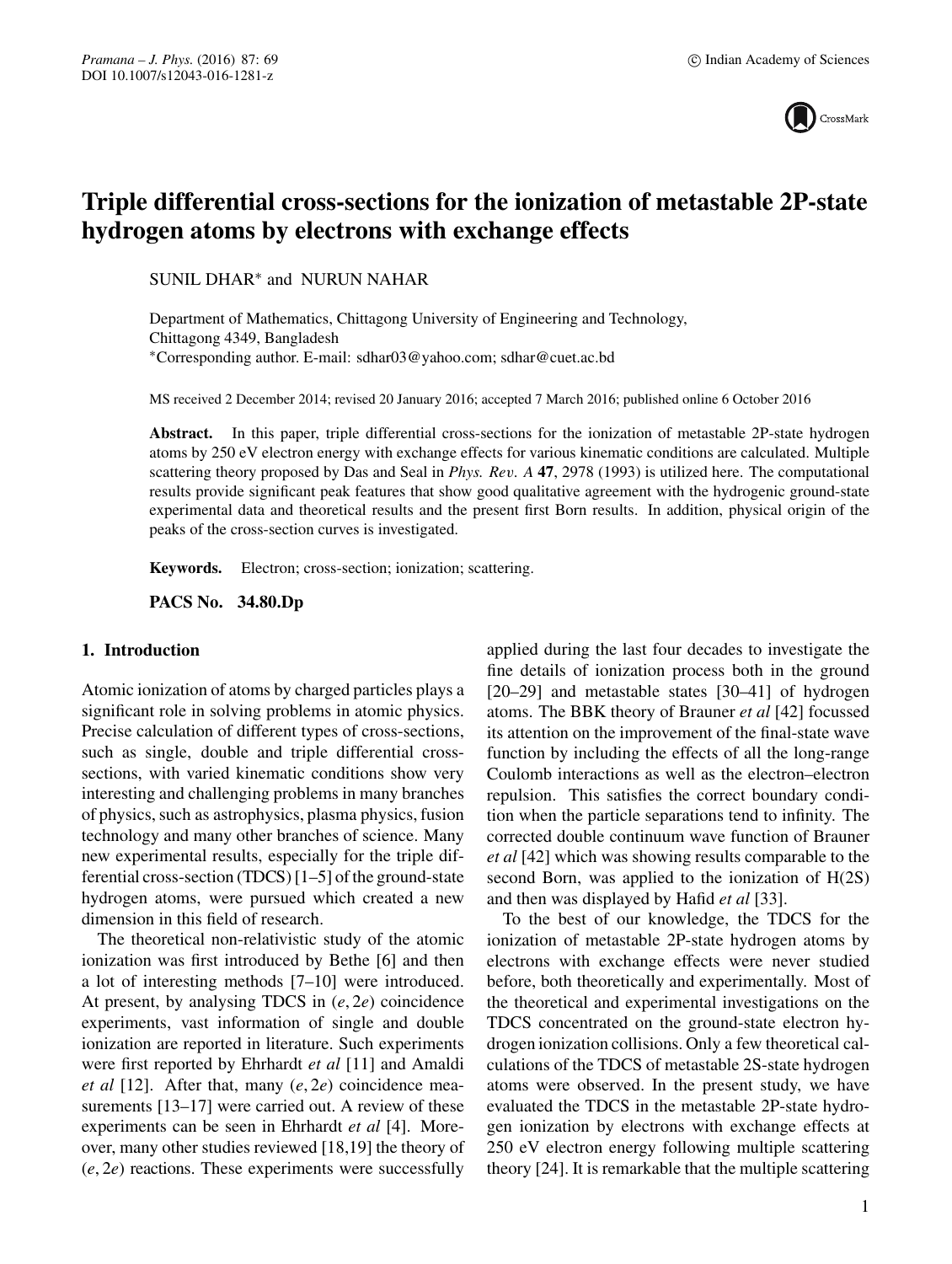# Triple differential cross-sections for the ionization of metastable 2P-state hydrogen atoms by electrons with exchange effects

SUNIL DHAR* and NURUN NAHAR

Department of Mathematics, Chittagong University of Engineering and Technology, Chittagong 4349, Bangladesh
*Corresponding author. E-mail: sdhar03@yahoo.com; sdhar@cuet.ac.bd

MS received 2 December 2014; revised 20 January 2016; accepted 7 March 2016; published online 6 October 2016

**Abstract.** In this paper, triple differential cross-sections for the ionization of metastable 2P-state hydrogen atoms by 250 eV electron energy with exchange effects for various kinematic conditions are calculated. Multiple scattering theory proposed by Das and Seal in *Phys. Rev. A* **47**, 2978 (1993) is utilized here. The computational results provide significant peak features that show good qualitative agreement with the hydrogenic ground-state experimental data and theoretical results and the present first Born results. In addition, physical origin of the peaks of the cross-section curves is investigated.

**Keywords.** Electron; cross-section; ionization; scattering.

**PACS No.** **34.80.Dp**

## 1. Introduction

Atomic ionization of atoms by charged particles plays a significant role in solving problems in atomic physics. Precise calculation of different types of cross-sections, such as single, double and triple differential cross-sections, with varied kinematic conditions show very interesting and challenging problems in many branches of physics, such as astrophysics, plasma physics, fusion technology and many other branches of science. Many new experimental results, especially for the triple differential cross-section (TDCS) [1–5] of the ground-state hydrogen atoms, were pursued which created a new dimension in this field of research.

The theoretical non-relativistic study of the atomic ionization was first introduced by Bethe [6] and then a lot of interesting methods [7–10] were introduced. At present, by analysing TDCS in $(e, 2e)$ coincidence experiments, vast information of single and double ionization are reported in literature. Such experiments were first reported by Ehrhardt *et al* [11] and Amaldi *et al* [12]. After that, many $(e, 2e)$ coincidence measurements [13–17] were carried out. A review of these experiments can be seen in Ehrhardt *et al* [4]. Moreover, many other studies reviewed [18,19] the theory of $(e, 2e)$ reactions. These experiments were successfully applied during the last four decades to investigate the fine details of ionization process both in the ground [20–29] and metastable states [30–41] of hydrogen atoms. The BBK theory of Brauner *et al* [42] focussed its attention on the improvement of the final-state wave function by including the effects of all the long-range Coulomb interactions as well as the electron–electron repulsion. This satisfies the correct boundary condition when the particle separations tend to infinity. The corrected double continuum wave function of Brauner *et al* [42] which was showing results comparable to the second Born, was applied to the ionization of H(2S) and then was displayed by Hafid *et al* [33].

To the best of our knowledge, the TDCS for the ionization of metastable 2P-state hydrogen atoms by electrons with exchange effects were never studied before, both theoretically and experimentally. Most of the theoretical and experimental investigations on the TDCS concentrated on the ground-state electron hydrogen ionization collisions. Only a few theoretical calculations of the TDCS of metastable 2S-state hydrogen atoms were observed. In the present study, we have evaluated the TDCS in the metastable 2P-state hydrogen ionization by electrons with exchange effects at 250 eV electron energy following multiple scattering theory [24]. It is remarkable that the multiple scattering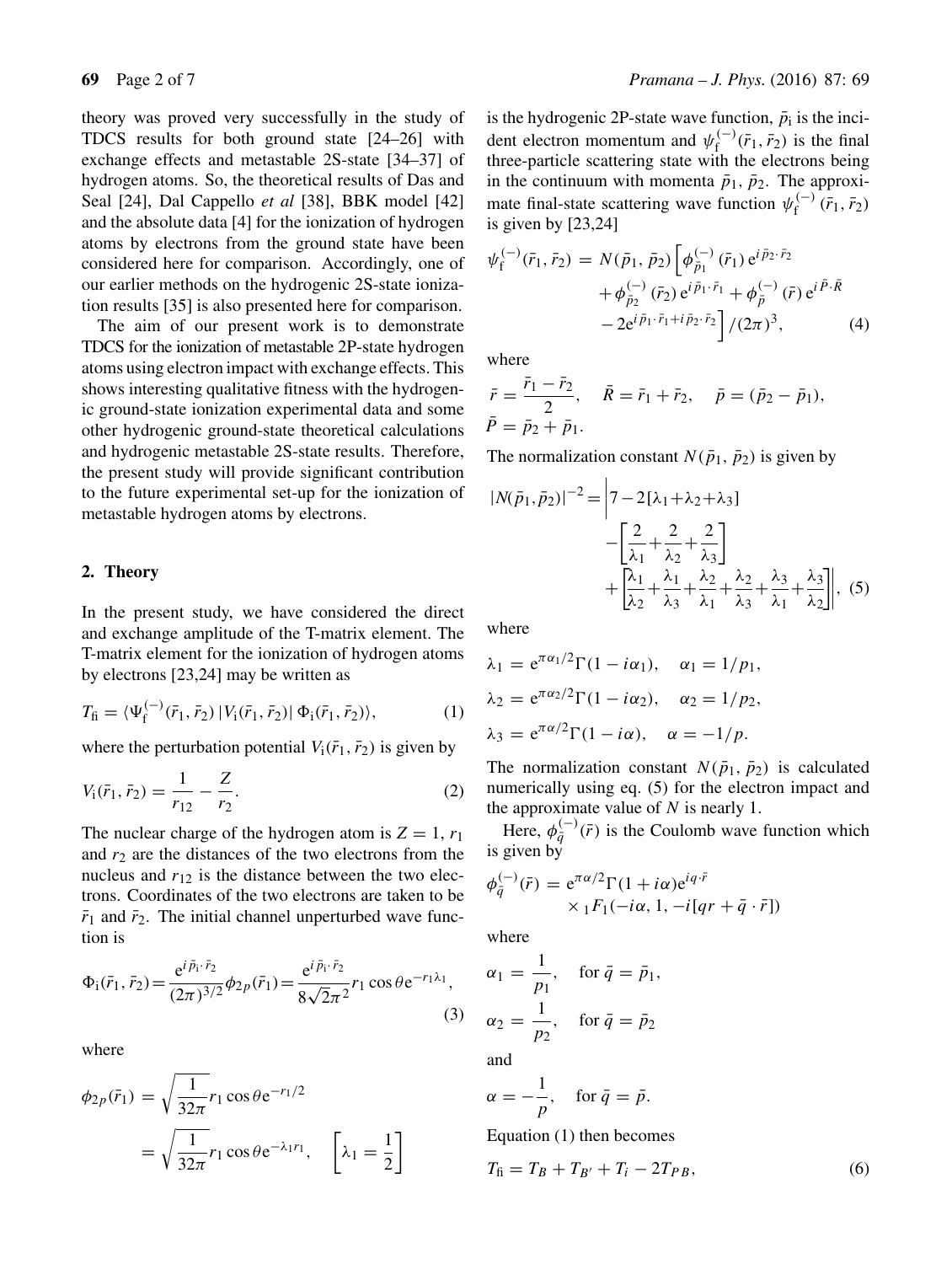theory was proved very successfully in the study of TDCS results for both ground state [24–26] with exchange effects and metastable 2S-state [34–37] of hydrogen atoms. So, the theoretical results of Das and Seal [24], Dal Cappello *et al* [38], BBK model [42] and the absolute data [4] for the ionization of hydrogen atoms by electrons from the ground state have been considered here for comparison. Accordingly, one of our earlier methods on the hydrogenic 2S-state ionization results [35] is also presented here for comparison.

The aim of our present work is to demonstrate TDCS for the ionization of metastable 2P-state hydrogen atoms using electron impact with exchange effects. This shows interesting qualitative fitness with the hydrogenic ground-state ionization experimental data and some other hydrogenic ground-state theoretical calculations and hydrogenic metastable 2S-state results. Therefore, the present study will provide significant contribution to the future experimental set-up for the ionization of metastable hydrogen atoms by electrons.

## 2. Theory

In the present study, we have considered the direct and exchange amplitude of the T-matrix element. The T-matrix element for the ionization of hydrogen atoms by electrons [23,24] may be written as

$$T_{\rm fi} = \langle \Psi_{\rm f}^{(-)}(\bar{r}_1, \bar{r}_2)\, |V_{\rm i}(\bar{r}_1, \bar{r}_2)|\, \Phi_{\rm i}(\bar{r}_1, \bar{r}_2)\rangle, \tag{1}$$

where the perturbation potential $V_{\rm i}(\bar{r}_1, \bar{r}_2)$ is given by

$$V_{\rm i}(\bar{r}_1, \bar{r}_2) = \frac{1}{r_{12}} - \frac{Z}{r_2}. \tag{2}$$

The nuclear charge of the hydrogen atom is $Z = 1$, $r_1$ and $r_2$ are the distances of the two electrons from the nucleus and $r_{12}$ is the distance between the two electrons. Coordinates of the two electrons are taken to be $\bar{r}_1$ and $\bar{r}_2$. The initial channel unperturbed wave function is

$$\Phi_{\rm i}(\bar{r}_1, \bar{r}_2) = \frac{{\rm e}^{i\bar{p}_{\rm i}\cdot\bar{r}_2}}{(2\pi)^{3/2}}\phi_{2p}(\bar{r}_1) = \frac{{\rm e}^{i\bar{p}_{\rm i}\cdot\bar{r}_2}}{8\sqrt{2}\pi^2} r_1 \cos\theta\, {\rm e}^{-r_1\lambda_1}, \tag{3}$$

where

$$\phi_{2p}(\bar{r}_1) = \sqrt{\frac{1}{32\pi}} r_1 \cos\theta\, {\rm e}^{-r_1/2} = \sqrt{\frac{1}{32\pi}} r_1 \cos\theta\, {\rm e}^{-\lambda_1 r_1}, \quad \left[\lambda_1 = \frac{1}{2}\right]$$

is the hydrogenic 2P-state wave function, $\bar{p}_{\rm i}$ is the incident electron momentum and $\psi_{\rm f}^{(-)}(\bar{r}_1, \bar{r}_2)$ is the final three-particle scattering state with the electrons being in the continuum with momenta $\bar{p}_1$, $\bar{p}_2$. The approximate final-state scattering wave function $\psi_{\rm f}^{(-)}(\bar{r}_1, \bar{r}_2)$ is given by [23,24]

$$\begin{aligned}\psi_{\rm f}^{(-)}(\bar{r}_1, \bar{r}_2) = N(\bar{p}_1, \bar{p}_2)\Big[&\phi_{\bar{p}_1}^{(-)}(\bar{r}_1)\, {\rm e}^{i\bar{p}_2\cdot\bar{r}_2} + \phi_{\bar{p}_2}^{(-)}(\bar{r}_2)\, {\rm e}^{i\bar{p}_1\cdot\bar{r}_1} + \phi_{\bar{p}}^{(-)}(\bar{r})\, {\rm e}^{i\bar{P}\cdot\bar{R}} \\ &- 2{\rm e}^{i\bar{p}_1\cdot\bar{r}_1 + i\bar{p}_2\cdot\bar{r}_2}\Big]/(2\pi)^3,\end{aligned} \tag{4}$$

where

$$\bar{r} = \frac{\bar{r}_1 - \bar{r}_2}{2}, \quad \bar{R} = \bar{r}_1 + \bar{r}_2, \quad \bar{p} = (\bar{p}_2 - \bar{p}_1), \quad \bar{P} = \bar{p}_2 + \bar{p}_1.$$

The normalization constant $N(\bar{p}_1, \bar{p}_2)$ is given by

$$|N(\bar{p}_1, \bar{p}_2)|^{-2} = \left|7 - 2[\lambda_1 + \lambda_2 + \lambda_3] - \left[\frac{2}{\lambda_1} + \frac{2}{\lambda_2} + \frac{2}{\lambda_3}\right] + \left[\frac{\lambda_1}{\lambda_2} + \frac{\lambda_1}{\lambda_3} + \frac{\lambda_2}{\lambda_1} + \frac{\lambda_2}{\lambda_3} + \frac{\lambda_3}{\lambda_1} + \frac{\lambda_3}{\lambda_2}\right]\right|, \tag{5}$$

where

$$\lambda_1 = {\rm e}^{\pi\alpha_1/2}\Gamma(1 - i\alpha_1), \quad \alpha_1 = 1/p_1,$$

$$\lambda_2 = {\rm e}^{\pi\alpha_2/2}\Gamma(1 - i\alpha_2), \quad \alpha_2 = 1/p_2,$$

$$\lambda_3 = {\rm e}^{\pi\alpha/2}\Gamma(1 - i\alpha), \quad \alpha = -1/p.$$

The normalization constant $N(\bar{p}_1, \bar{p}_2)$ is calculated numerically using eq. (5) for the electron impact and the approximate value of $N$ is nearly 1.

Here, $\phi_{\bar{q}}^{(-)}(\bar{r})$ is the Coulomb wave function which is given by

$$\phi_{\bar{q}}^{(-)}(\bar{r}) = {\rm e}^{\pi\alpha/2}\Gamma(1 + i\alpha){\rm e}^{iq\cdot\bar{r}} \times {}_1F_1(-i\alpha, 1, -i[qr + \bar{q}\cdot\bar{r}])$$

where

$$\alpha_1 = \frac{1}{p_1}, \quad \text{for } \bar{q} = \bar{p}_1,$$

$$\alpha_2 = \frac{1}{p_2}, \quad \text{for } \bar{q} = \bar{p}_2$$

and

$$\alpha = -\frac{1}{p}, \quad \text{for } \bar{q} = \bar{p}.$$

Equation (1) then becomes

$$T_{\rm fi} = T_B + T_{B'} + T_i - 2T_{PB}, \tag{6}$$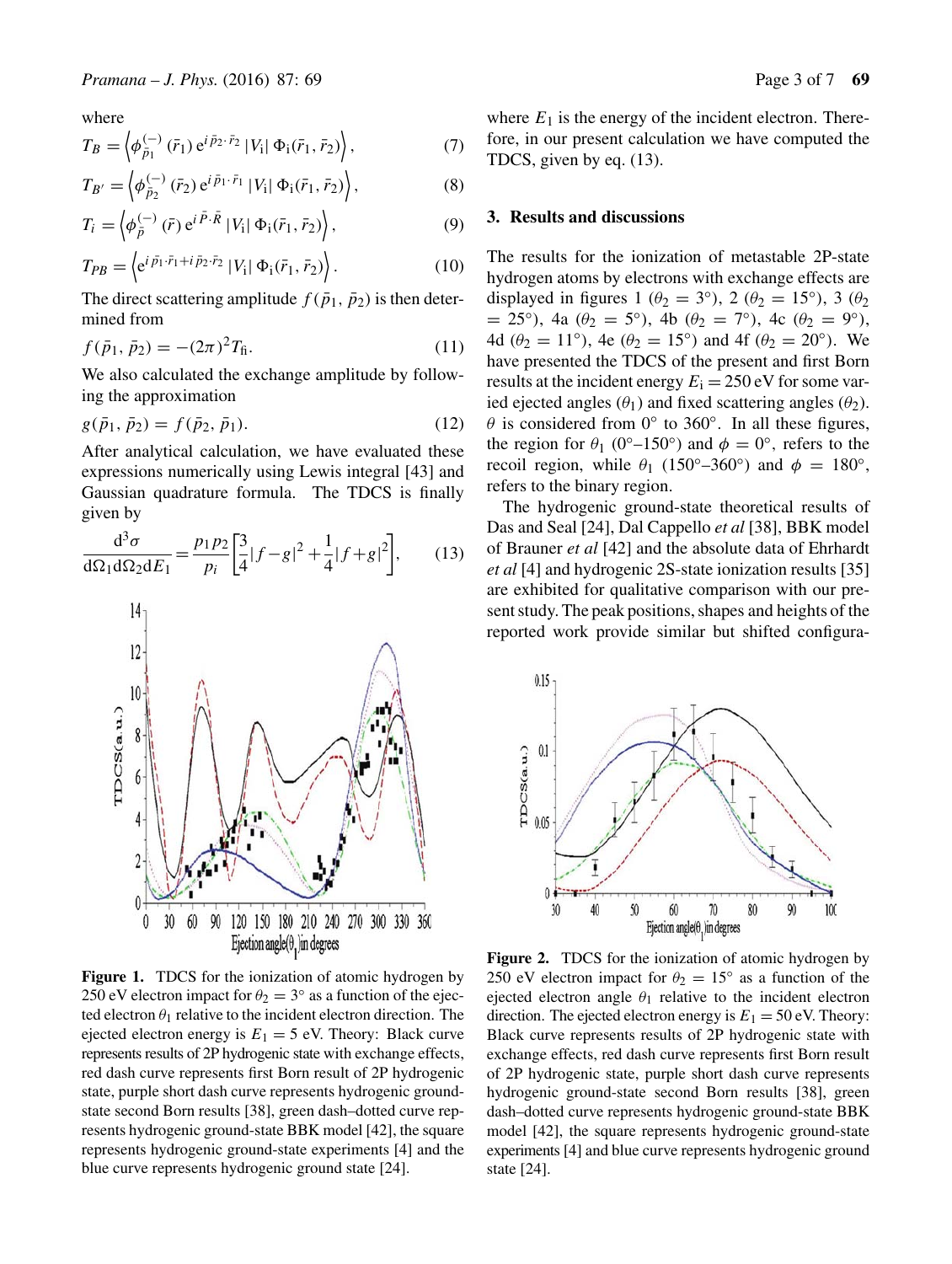where

$$T_B = \left\langle \phi_{\bar{p}_1}^{(-)}(\bar{r}_1)\, e^{i\bar{p}_2\cdot\bar{r}_2}\, |V_i|\, \Phi_i(\bar{r}_1, \bar{r}_2) \right\rangle, \tag{7}$$

$$T_{B'} = \left\langle \phi_{\bar{p}_2}^{(-)}(\bar{r}_2)\, e^{i\bar{p}_1\cdot\bar{r}_1}\, |V_i|\, \Phi_i(\bar{r}_1, \bar{r}_2) \right\rangle, \tag{8}$$

$$T_i = \left\langle \phi_{\bar{p}}^{(-)}(\bar{r})\, e^{i\bar{P}\cdot\bar{R}}\, |V_i|\, \Phi_i(\bar{r}_1, \bar{r}_2) \right\rangle, \tag{9}$$

$$T_{PB} = \left\langle e^{i\bar{p}_1\cdot\bar{r}_1 + i\bar{p}_2\cdot\bar{r}_2}\, |V_i|\, \Phi_i(\bar{r}_1, \bar{r}_2) \right\rangle. \tag{10}$$

The direct scattering amplitude $f(\bar{p}_1, \bar{p}_2)$ is then determined from

$$f(\bar{p}_1, \bar{p}_2) = -(2\pi)^2 T_{fi}. \tag{11}$$

We also calculated the exchange amplitude by following the approximation

$$g(\bar{p}_1, \bar{p}_2) = f(\bar{p}_2, \bar{p}_1). \tag{12}$$

After analytical calculation, we have evaluated these expressions numerically using Lewis integral [43] and Gaussian quadrature formula. The TDCS is finally given by

$$\frac{d^3\sigma}{d\Omega_1 d\Omega_2 dE_1} = \frac{p_1 p_2}{p_i}\left[\frac{3}{4}|f-g|^2 + \frac{1}{4}|f+g|^2\right], \tag{13}$$

where $E_1$ is the energy of the incident electron. Therefore, in our present calculation we have computed the TDCS, given by eq. (13).

**Figure 1.** TDCS for the ionization of atomic hydrogen by 250 eV electron impact for $\theta_2 = 3^\circ$ as a function of the ejected electron $\theta_1$ relative to the incident electron direction. The ejected electron energy is $E_1 = 5$ eV. Theory: Black curve represents results of 2P hydrogenic state with exchange effects, red dash curve represents first Born result of 2P hydrogenic state, purple short dash curve represents hydrogenic ground-state second Born results [38], green dash–dotted curve represents hydrogenic ground-state BBK model [42], the square represents hydrogenic ground-state experiments [4] and the blue curve represents hydrogenic ground state [24].

## 3. Results and discussions

The results for the ionization of metastable 2P-state hydrogen atoms by electrons with exchange effects are displayed in figures 1 ($\theta_2 = 3^\circ$), 2 ($\theta_2 = 15^\circ$), 3 ($\theta_2 = 25^\circ$), 4a ($\theta_2 = 5^\circ$), 4b ($\theta_2 = 7^\circ$), 4c ($\theta_2 = 9^\circ$), 4d ($\theta_2 = 11^\circ$), 4e ($\theta_2 = 15^\circ$) and 4f ($\theta_2 = 20^\circ$). We have presented the TDCS of the present and first Born results at the incident energy $E_i = 250$ eV for some varied ejected angles ($\theta_1$) and fixed scattering angles ($\theta_2$). $\theta$ is considered from 0° to 360°. In all these figures, the region for $\theta_1$ (0°–150°) and $\phi = 0^\circ$, refers to the recoil region, while $\theta_1$ (150°–360°) and $\phi = 180^\circ$, refers to the binary region.

The hydrogenic ground-state theoretical results of Das and Seal [24], Dal Cappello *et al* [38], BBK model of Brauner *et al* [42] and the absolute data of Ehrhardt *et al* [4] and hydrogenic 2S-state ionization results [35] are exhibited for qualitative comparison with our present study. The peak positions, shapes and heights of the reported work provide similar but shifted configura-

**Figure 2.** TDCS for the ionization of atomic hydrogen by 250 eV electron impact for $\theta_2 = 15^\circ$ as a function of the ejected electron angle $\theta_1$ relative to the incident electron direction. The ejected electron energy is $E_1 = 50$ eV. Theory: Black curve represents results of 2P hydrogenic state with exchange effects, red dash curve represents first Born result of 2P hydrogenic state, purple short dash curve represents hydrogenic ground-state second Born results [38], green dash–dotted curve represents hydrogenic ground-state BBK model [42], the square represents hydrogenic ground-state experiments [4] and blue curve represents hydrogenic ground state [24].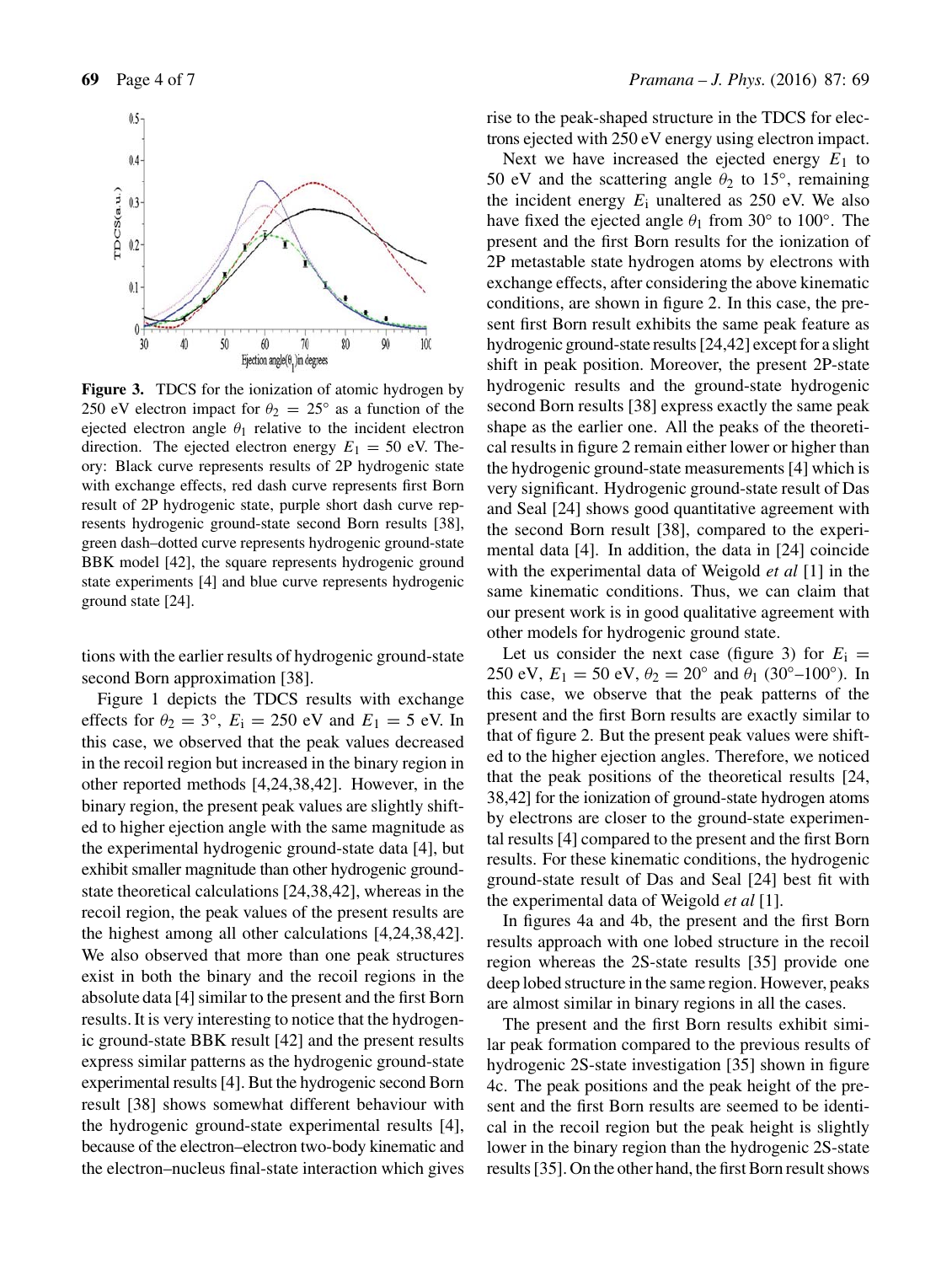**Figure 3.** TDCS for the ionization of atomic hydrogen by 250 eV electron impact for $\theta_2 = 25°$ as a function of the ejected electron angle $\theta_1$ relative to the incident electron direction. The ejected electron energy $E_1 = 50$ eV. Theory: Black curve represents results of 2P hydrogenic state with exchange effects, red dash curve represents first Born result of 2P hydrogenic state, purple short dash curve represents hydrogenic ground-state second Born results [38], green dash–dotted curve represents hydrogenic ground-state BBK model [42], the square represents hydrogenic ground state experiments [4] and blue curve represents hydrogenic ground state [24].

tions with the earlier results of hydrogenic ground-state second Born approximation [38].

Figure 1 depicts the TDCS results with exchange effects for $\theta_2 = 3°$, $E_i = 250$ eV and $E_1 = 5$ eV. In this case, we observed that the peak values decreased in the recoil region but increased in the binary region in other reported methods [4,24,38,42]. However, in the binary region, the present peak values are slightly shifted to higher ejection angle with the same magnitude as the experimental hydrogenic ground-state data [4], but exhibit smaller magnitude than other hydrogenic ground-state theoretical calculations [24,38,42], whereas in the recoil region, the peak values of the present results are the highest among all other calculations [4,24,38,42]. We also observed that more than one peak structures exist in both the binary and the recoil regions in the absolute data [4] similar to the present and the first Born results. It is very interesting to notice that the hydrogenic ground-state BBK result [42] and the present results express similar patterns as the hydrogenic ground-state experimental results [4]. But the hydrogenic second Born result [38] shows somewhat different behaviour with the hydrogenic ground-state experimental results [4], because of the electron–electron two-body kinematic and the electron–nucleus final-state interaction which gives rise to the peak-shaped structure in the TDCS for electrons ejected with 250 eV energy using electron impact.

Next we have increased the ejected energy $E_1$ to 50 eV and the scattering angle $\theta_2$ to 15°, remaining the incident energy $E_i$ unaltered as 250 eV. We also have fixed the ejected angle $\theta_1$ from 30° to 100°. The present and the first Born results for the ionization of 2P metastable state hydrogen atoms by electrons with exchange effects, after considering the above kinematic conditions, are shown in figure 2. In this case, the present first Born result exhibits the same peak feature as hydrogenic ground-state results [24,42] except for a slight shift in peak position. Moreover, the present 2P-state hydrogenic results and the ground-state hydrogenic second Born results [38] express exactly the same peak shape as the earlier one. All the peaks of the theoretical results in figure 2 remain either lower or higher than the hydrogenic ground-state measurements [4] which is very significant. Hydrogenic ground-state result of Das and Seal [24] shows good quantitative agreement with the second Born result [38], compared to the experimental data [4]. In addition, the data in [24] coincide with the experimental data of Weigold *et al* [1] in the same kinematic conditions. Thus, we can claim that our present work is in good qualitative agreement with other models for hydrogenic ground state.

Let us consider the next case (figure 3) for $E_i = 250$ eV, $E_1 = 50$ eV, $\theta_2 = 20°$ and $\theta_1$ (30°–100°). In this case, we observe that the peak patterns of the present and the first Born results are exactly similar to that of figure 2. But the present peak values were shifted to the higher ejection angles. Therefore, we noticed that the peak positions of the theoretical results [24, 38,42] for the ionization of ground-state hydrogen atoms by electrons are closer to the ground-state experimental results [4] compared to the present and the first Born results. For these kinematic conditions, the hydrogenic ground-state result of Das and Seal [24] best fit with the experimental data of Weigold *et al* [1].

In figures 4a and 4b, the present and the first Born results approach with one lobed structure in the recoil region whereas the 2S-state results [35] provide one deep lobed structure in the same region. However, peaks are almost similar in binary regions in all the cases.

The present and the first Born results exhibit similar peak formation compared to the previous results of hydrogenic 2S-state investigation [35] shown in figure 4c. The peak positions and the peak height of the present and the first Born results are seemed to be identical in the recoil region but the peak height is slightly lower in the binary region than the hydrogenic 2S-state results [35]. On the other hand, the first Born result shows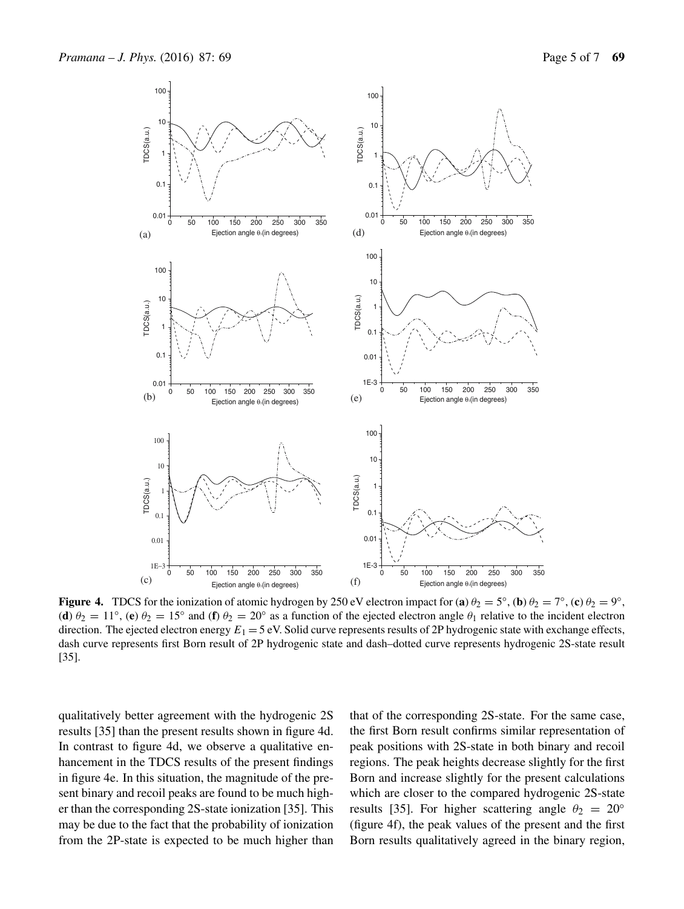**Figure 4.** TDCS for the ionization of atomic hydrogen by 250 eV electron impact for (**a**) $\theta_2 = 5°$, (**b**) $\theta_2 = 7°$, (**c**) $\theta_2 = 9°$, (**d**) $\theta_2 = 11°$, (**e**) $\theta_2 = 15°$ and (**f**) $\theta_2 = 20°$ as a function of the ejected electron angle $\theta_1$ relative to the incident electron direction. The ejected electron energy $E_1 = 5$ eV. Solid curve represents results of 2P hydrogenic state with exchange effects, dash curve represents first Born result of 2P hydrogenic state and dash–dotted curve represents hydrogenic 2S-state result [35].

qualitatively better agreement with the hydrogenic 2S results [35] than the present results shown in figure 4d. In contrast to figure 4d, we observe a qualitative enhancement in the TDCS results of the present findings in figure 4e. In this situation, the magnitude of the present binary and recoil peaks are found to be much higher than the corresponding 2S-state ionization [35]. This may be due to the fact that the probability of ionization from the 2P-state is expected to be much higher than that of the corresponding 2S-state. For the same case, the first Born result confirms similar representation of peak positions with 2S-state in both binary and recoil regions. The peak heights decrease slightly for the first Born and increase slightly for the present calculations which are closer to the compared hydrogenic 2S-state results [35]. For higher scattering angle $\theta_2 = 20°$ (figure 4f), the peak values of the present and the first Born results qualitatively agreed in the binary region,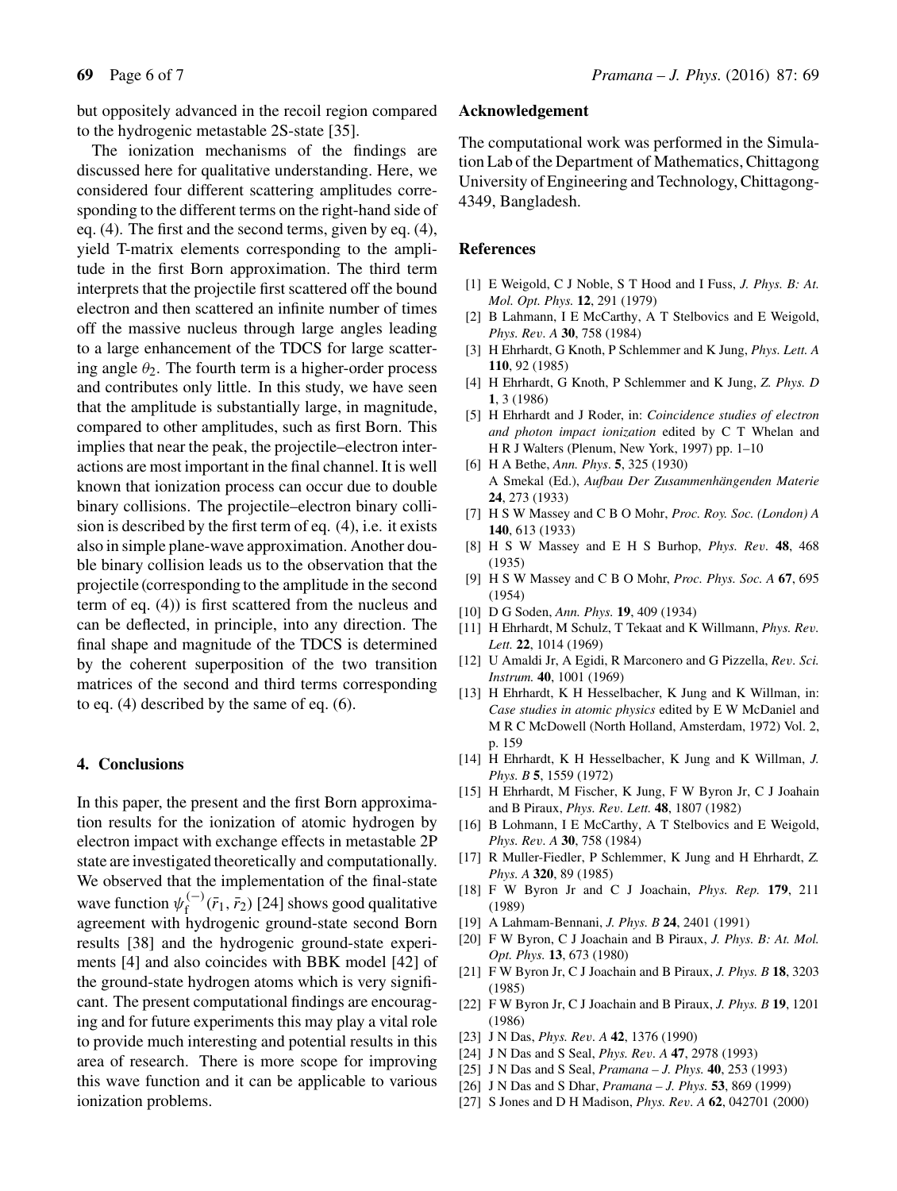but oppositely advanced in the recoil region compared to the hydrogenic metastable 2S-state [35].

The ionization mechanisms of the findings are discussed here for qualitative understanding. Here, we considered four different scattering amplitudes corresponding to the different terms on the right-hand side of eq. (4). The first and the second terms, given by eq. (4), yield T-matrix elements corresponding to the amplitude in the first Born approximation. The third term interprets that the projectile first scattered off the bound electron and then scattered an infinite number of times off the massive nucleus through large angles leading to a large enhancement of the TDCS for large scattering angle $\theta_2$. The fourth term is a higher-order process and contributes only little. In this study, we have seen that the amplitude is substantially large, in magnitude, compared to other amplitudes, such as first Born. This implies that near the peak, the projectile–electron interactions are most important in the final channel. It is well known that ionization process can occur due to double binary collisions. The projectile–electron binary collision is described by the first term of eq. (4), i.e. it exists also in simple plane-wave approximation. Another double binary collision leads us to the observation that the projectile (corresponding to the amplitude in the second term of eq. (4)) is first scattered from the nucleus and can be deflected, in principle, into any direction. The final shape and magnitude of the TDCS is determined by the coherent superposition of the two transition matrices of the second and third terms corresponding to eq. (4) described by the same of eq. (6).

## 4. Conclusions

In this paper, the present and the first Born approximation results for the ionization of atomic hydrogen by electron impact with exchange effects in metastable 2P state are investigated theoretically and computationally. We observed that the implementation of the final-state wave function $\psi_{\rm f}^{(-)}(\bar{r}_1, \bar{r}_2)$ [24] shows good qualitative agreement with hydrogenic ground-state second Born results [38] and the hydrogenic ground-state experiments [4] and also coincides with BBK model [42] of the ground-state hydrogen atoms which is very significant. The present computational findings are encouraging and for future experiments this may play a vital role to provide much interesting and potential results in this area of research. There is more scope for improving this wave function and it can be applicable to various ionization problems.

## Acknowledgement

The computational work was performed in the Simulation Lab of the Department of Mathematics, Chittagong University of Engineering and Technology, Chittagong-4349, Bangladesh.

## References

[1] E Weigold, C J Noble, S T Hood and I Fuss, *J. Phys. B: At. Mol. Opt. Phys.* **12**, 291 (1979)

[2] B Lahmann, I E McCarthy, A T Stelbovics and E Weigold, *Phys. Rev. A* **30**, 758 (1984)

[3] H Ehrhardt, G Knoth, P Schlemmer and K Jung, *Phys. Lett. A* **110**, 92 (1985)

[4] H Ehrhardt, G Knoth, P Schlemmer and K Jung, *Z. Phys. D* **1**, 3 (1986)

[5] H Ehrhardt and J Roder, in: *Coincidence studies of electron and photon impact ionization* edited by C T Whelan and H R J Walters (Plenum, New York, 1997) pp. 1–10

[6] H A Bethe, *Ann. Phys.* **5**, 325 (1930)
A Smekal (Ed.), *Aufbau Der Zusammenhängenden Materie* **24**, 273 (1933)

[7] H S W Massey and C B O Mohr, *Proc. Roy. Soc. (London) A* **140**, 613 (1933)

[8] H S W Massey and E H S Burhop, *Phys. Rev.* **48**, 468 (1935)

[9] H S W Massey and C B O Mohr, *Proc. Phys. Soc. A* **67**, 695 (1954)

[10] D G Soden, *Ann. Phys.* **19**, 409 (1934)

[11] H Ehrhardt, M Schulz, T Tekaat and K Willmann, *Phys. Rev. Lett.* **22**, 1014 (1969)

[12] U Amaldi Jr, A Egidi, R Marconero and G Pizzella, *Rev. Sci. Instrum.* **40**, 1001 (1969)

[13] H Ehrhardt, K H Hesselbacher, K Jung and K Willman, in: *Case studies in atomic physics* edited by E W McDaniel and M R C McDowell (North Holland, Amsterdam, 1972) Vol. 2, p. 159

[14] H Ehrhardt, K H Hesselbacher, K Jung and K Willman, *J. Phys. B* **5**, 1559 (1972)

[15] H Ehrhardt, M Fischer, K Jung, F W Byron Jr, C J Joahain and B Piraux, *Phys. Rev. Lett.* **48**, 1807 (1982)

[16] B Lohmann, I E McCarthy, A T Stelbovics and E Weigold, *Phys. Rev. A* **30**, 758 (1984)

[17] R Muller-Fiedler, P Schlemmer, K Jung and H Ehrhardt, *Z. Phys. A* **320**, 89 (1985)

[18] F W Byron Jr and C J Joachain, *Phys. Rep.* **179**, 211 (1989)

[19] A Lahmam-Bennani, *J. Phys. B* **24**, 2401 (1991)

[20] F W Byron, C J Joachain and B Piraux, *J. Phys. B: At. Mol. Opt. Phys.* **13**, 673 (1980)

[21] F W Byron Jr, C J Joachain and B Piraux, *J. Phys. B* **18**, 3203 (1985)

[22] F W Byron Jr, C J Joachain and B Piraux, *J. Phys. B* **19**, 1201 (1986)

[23] J N Das, *Phys. Rev. A* **42**, 1376 (1990)

[24] J N Das and S Seal, *Phys. Rev. A* **47**, 2978 (1993)

[25] J N Das and S Seal, *Pramana – J. Phys.* **40**, 253 (1993)

[26] J N Das and S Dhar, *Pramana – J. Phys.* **53**, 869 (1999)

[27] S Jones and D H Madison, *Phys. Rev. A* **62**, 042701 (2000)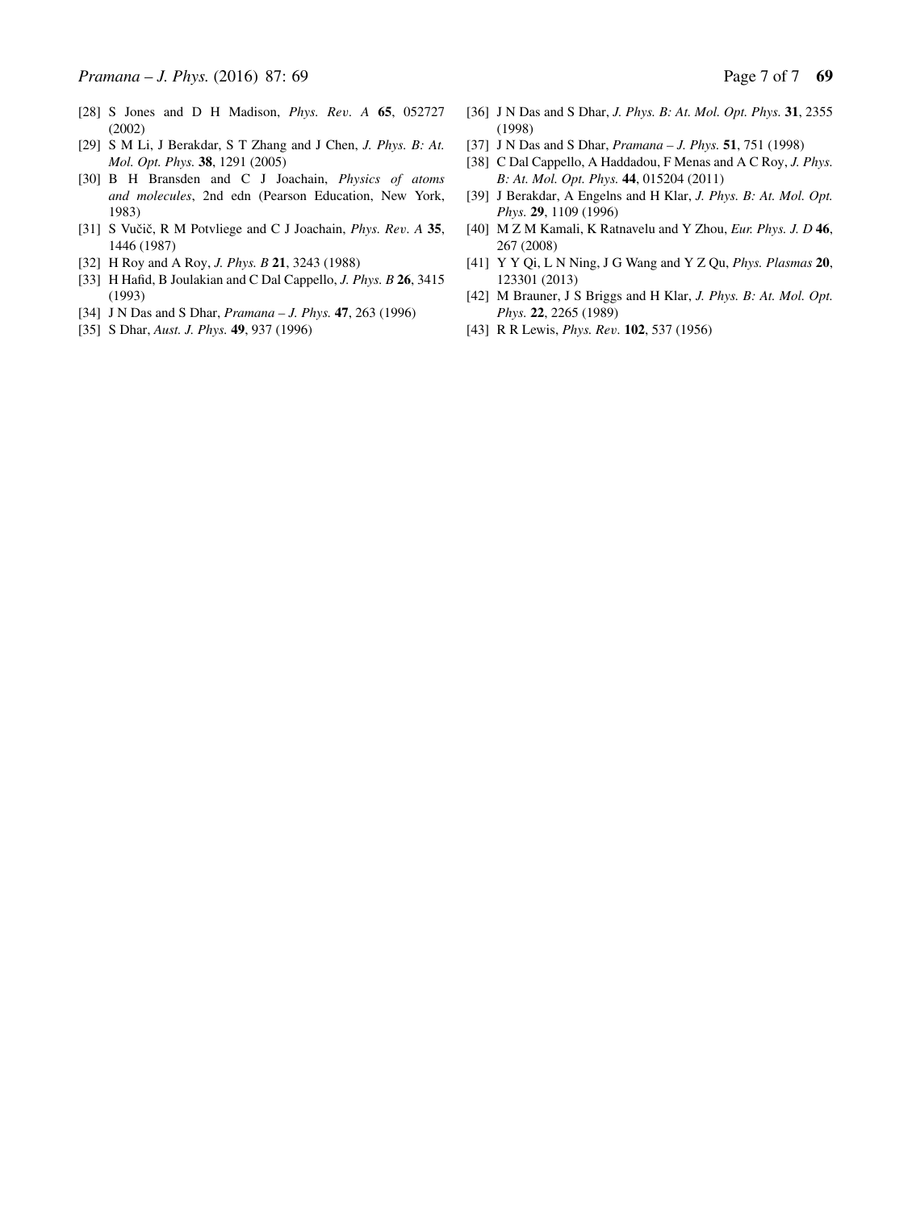[28] S Jones and D H Madison, *Phys. Rev. A* **65**, 052727 (2002)

[29] S M Li, J Berakdar, S T Zhang and J Chen, *J. Phys. B: At. Mol. Opt. Phys.* **38**, 1291 (2005)

[30] B H Bransden and C J Joachain, *Physics of atoms and molecules*, 2nd edn (Pearson Education, New York, 1983)

[31] S Vučič, R M Potvliege and C J Joachain, *Phys. Rev. A* **35**, 1446 (1987)

[32] H Roy and A Roy, *J. Phys. B* **21**, 3243 (1988)

[33] H Hafid, B Joulakian and C Dal Cappello, *J. Phys. B* **26**, 3415 (1993)

[34] J N Das and S Dhar, *Pramana – J. Phys.* **47**, 263 (1996)

[35] S Dhar, *Aust. J. Phys.* **49**, 937 (1996)

[36] J N Das and S Dhar, *J. Phys. B: At. Mol. Opt. Phys.* **31**, 2355 (1998)

[37] J N Das and S Dhar, *Pramana – J. Phys.* **51**, 751 (1998)

[38] C Dal Cappello, A Haddadou, F Menas and A C Roy, *J. Phys. B: At. Mol. Opt. Phys.* **44**, 015204 (2011)

[39] J Berakdar, A Engelns and H Klar, *J. Phys. B: At. Mol. Opt. Phys.* **29**, 1109 (1996)

[40] M Z M Kamali, K Ratnavelu and Y Zhou, *Eur. Phys. J. D* **46**, 267 (2008)

[41] Y Y Qi, L N Ning, J G Wang and Y Z Qu, *Phys. Plasmas* **20**, 123301 (2013)

[42] M Brauner, J S Briggs and H Klar, *J. Phys. B: At. Mol. Opt. Phys.* **22**, 2265 (1989)

[43] R R Lewis, *Phys. Rev.* **102**, 537 (1956)